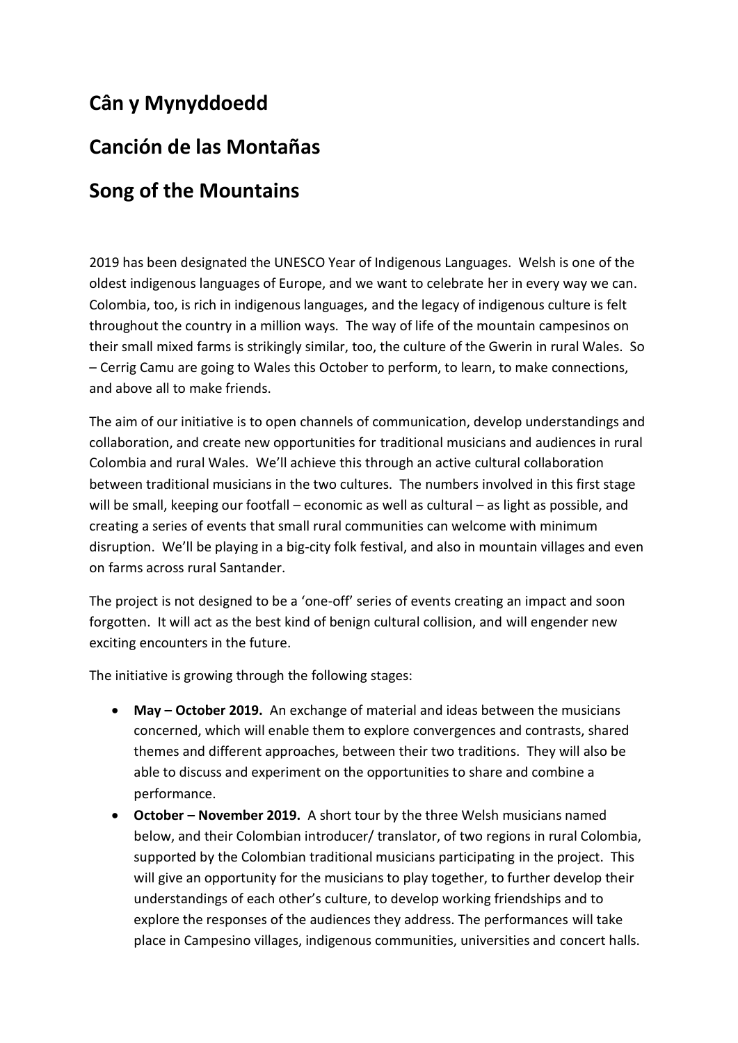# Cân y Mynyddoedd

# Canción de las Montañas

# Song of the Mountains

2019 has been designated the UNESCO Year of Indigenous Languages. Welsh is one of the oldest indigenous languages of Europe, and we want to celebrate her in every way we can. Colombia, too, is rich in indigenous languages, and the legacy of indigenous culture is felt throughout the country in a million ways. The way of life of the mountain campesinos on their small mixed farms is strikingly similar, too, the culture of the Gwerin in rural Wales. So – Cerrig Camu are going to Wales this October to perform, to learn, to make connections, and above all to make friends.

The aim of our initiative is to open channels of communication, develop understandings and collaboration, and create new opportunities for traditional musicians and audiences in rural Colombia and rural Wales. We'll achieve this through an active cultural collaboration between traditional musicians in the two cultures. The numbers involved in this first stage will be small, keeping our footfall – economic as well as cultural – as light as possible, and creating a series of events that small rural communities can welcome with minimum disruption. We'll be playing in a big-city folk festival, and also in mountain villages and even on farms across rural Santander.

The project is not designed to be a 'one-off' series of events creating an impact and soon forgotten. It will act as the best kind of benign cultural collision, and will engender new exciting encounters in the future.

The initiative is growing through the following stages:

- **May – October 2019.** An exchange of material and ideas between the musicians concerned, which will enable them to explore convergences and contrasts, shared themes and different approaches, between their two traditions. They will also be able to discuss and experiment on the opportunities to share and combine a performance.
- **October – November 2019.** A short tour by the three Welsh musicians named below, and their Colombian introducer/ translator, of two regions in rural Colombia, supported by the Colombian traditional musicians participating in the project. This will give an opportunity for the musicians to play together, to further develop their understandings of each other's culture, to develop working friendships and to explore the responses of the audiences they address. The performances will take place in Campesino villages, indigenous communities, universities and concert halls.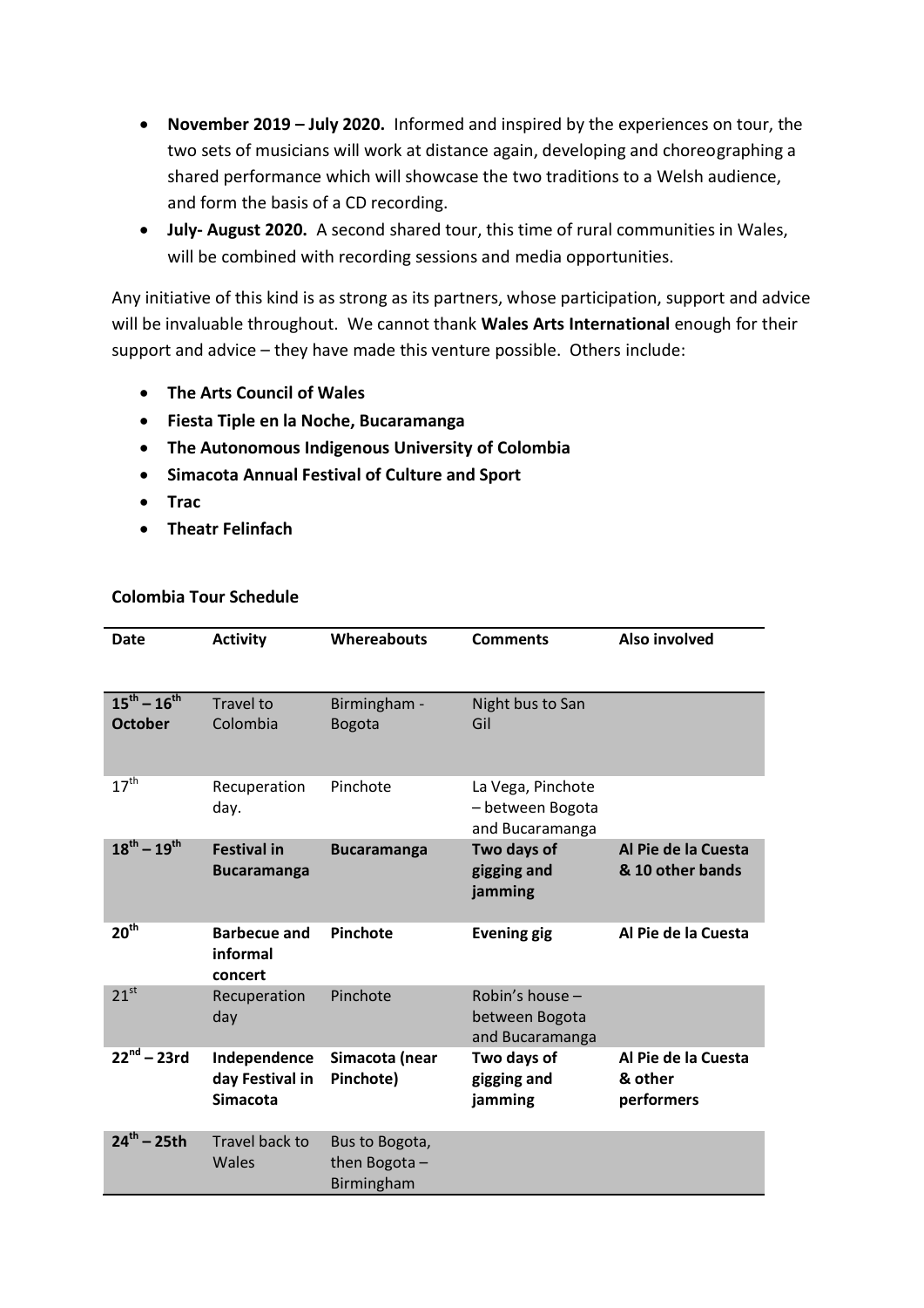- **November 2019 – July 2020.** Informed and inspired by the experiences on tour, the two sets of musicians will work at distance again, developing and choreographing a shared performance which will showcase the two traditions to a Welsh audience, and form the basis of a CD recording.
- **July- August 2020.** A second shared tour, this time of rural communities in Wales, will be combined with recording sessions and media opportunities.

Any initiative of this kind is as strong as its partners, whose participation, support and advice will be invaluable throughout. We cannot thank **Wales Arts International** enough for their support and advice – they have made this venture possible. Others include:

- **The Arts Council of Wales**
- **Fiesta Tiple en la Noche, Bucaramanga**
- **The Autonomous Indigenous University of Colombia**
- **Simacota Annual Festival of Culture and Sport**
- **Trac**
- **Theatr Felinfach**

**Colombia Tour Schedule**

| Date | Activity | Whereabouts | Comments | Also involved |
|---|---|---|---|---|
| **15th – 16th October** | Travel to Colombia | Birmingham - Bogota | Night bus to San Gil | |
| 17th | Recuperation day. | Pinchote | La Vega, Pinchote – between Bogota and Bucaramanga | |
| **18th – 19th** | **Festival in Bucaramanga** | **Bucaramanga** | **Two days of gigging and jamming** | **Al Pie de la Cuesta & 10 other bands** |
| **20th** | **Barbecue and informal concert** | **Pinchote** | **Evening gig** | **Al Pie de la Cuesta** |
| 21st | Recuperation day | Pinchote | Robin's house – between Bogota and Bucaramanga | |
| **22nd – 23rd** | **Independence day Festival in Simacota** | **Simacota (near Pinchote)** | **Two days of gigging and jamming** | **Al Pie de la Cuesta & other performers** |
| **24th – 25th** | Travel back to Wales | Bus to Bogota, then Bogota – Birmingham | | |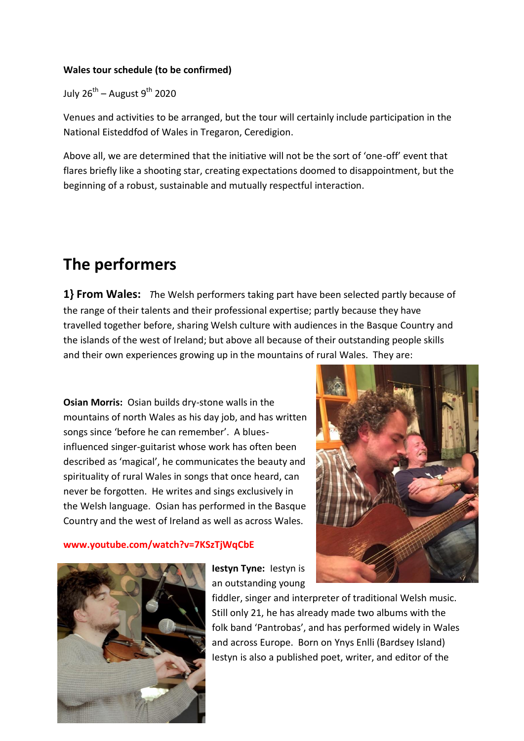**Wales tour schedule (to be confirmed)**

July 26th – August 9th 2020

Venues and activities to be arranged, but the tour will certainly include participation in the National Eisteddfod of Wales in Tregaron, Ceredigion.

Above all, we are determined that the initiative will not be the sort of 'one-off' event that flares briefly like a shooting star, creating expectations doomed to disappointment, but the beginning of a robust, sustainable and mutually respectful interaction.

# The performers

**1} From Wales:** *T*he Welsh performers taking part have been selected partly because of the range of their talents and their professional expertise; partly because they have travelled together before, sharing Welsh culture with audiences in the Basque Country and the islands of the west of Ireland; but above all because of their outstanding people skills and their own experiences growing up in the mountains of rural Wales. They are:

**Osian Morris:** Osian builds dry-stone walls in the mountains of north Wales as his day job, and has written songs since 'before he can remember'. A blues-influenced singer-guitarist whose work has often been described as 'magical', he communicates the beauty and spirituality of rural Wales in songs that once heard, can never be forgotten. He writes and sings exclusively in the Welsh language. Osian has performed in the Basque Country and the west of Ireland as well as across Wales.

www.youtube.com/watch?v=7KSzTjWqCbE

**Iestyn Tyne:** Iestyn is an outstanding young fiddler, singer and interpreter of traditional Welsh music. Still only 21, he has already made two albums with the folk band 'Pantrobas', and has performed widely in Wales and across Europe. Born on Ynys Enlli (Bardsey Island) Iestyn is also a published poet, writer, and editor of the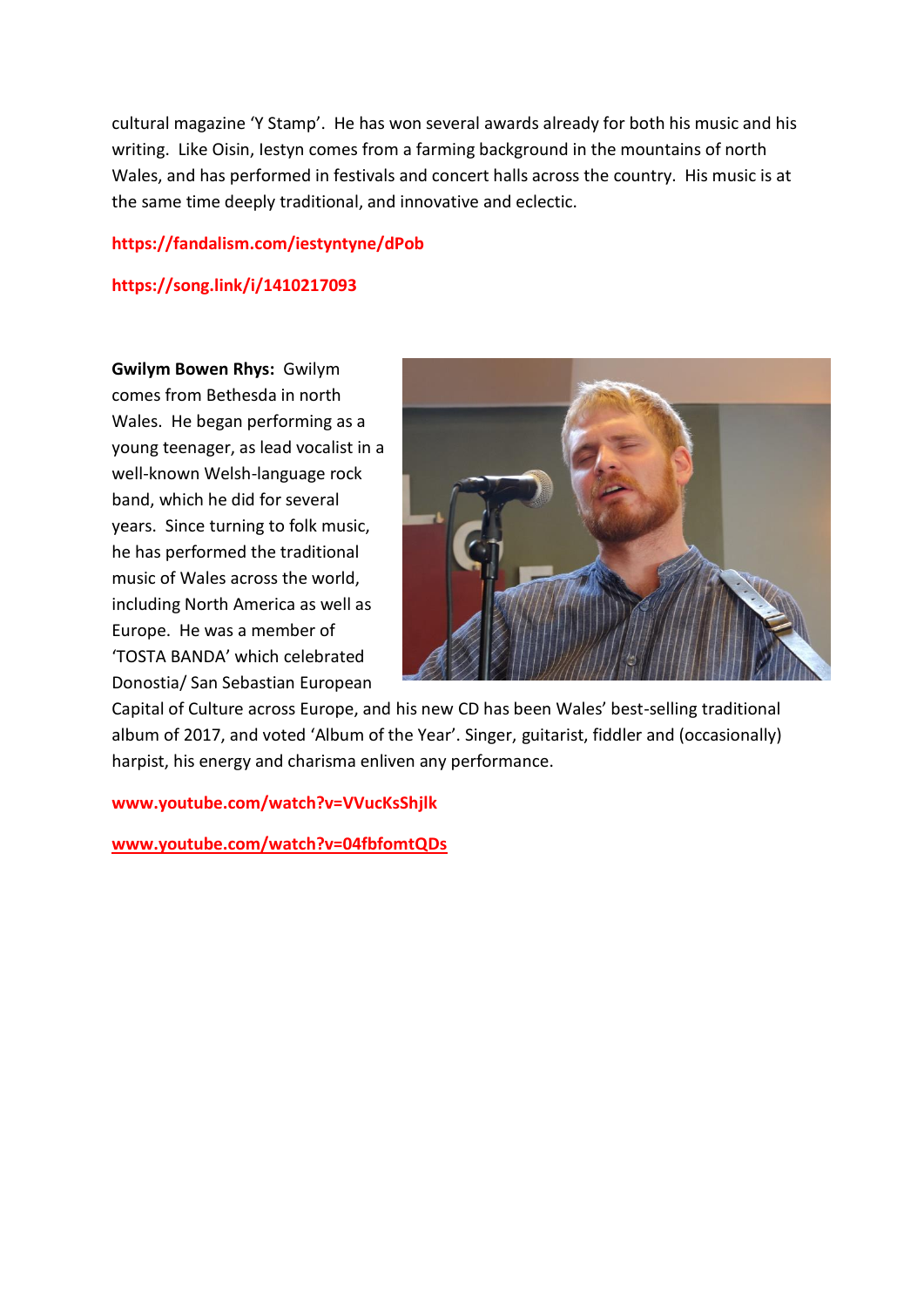cultural magazine 'Y Stamp'. He has won several awards already for both his music and his writing. Like Oisin, Iestyn comes from a farming background in the mountains of north Wales, and has performed in festivals and concert halls across the country. His music is at the same time deeply traditional, and innovative and eclectic.

**https://fandalism.com/iestyntyne/dPob**

**https://song.link/i/1410217093**

**Gwilym Bowen Rhys:** Gwilym comes from Bethesda in north Wales. He began performing as a young teenager, as lead vocalist in a well-known Welsh-language rock band, which he did for several years. Since turning to folk music, he has performed the traditional music of Wales across the world, including North America as well as Europe. He was a member of 'TOSTA BANDA' which celebrated Donostia/ San Sebastian European Capital of Culture across Europe, and his new CD has been Wales' best-selling traditional album of 2017, and voted 'Album of the Year'. Singer, guitarist, fiddler and (occasionally) harpist, his energy and charisma enliven any performance.

**www.youtube.com/watch?v=VVucKsShjlk**

**www.youtube.com/watch?v=04fbfomtQDs**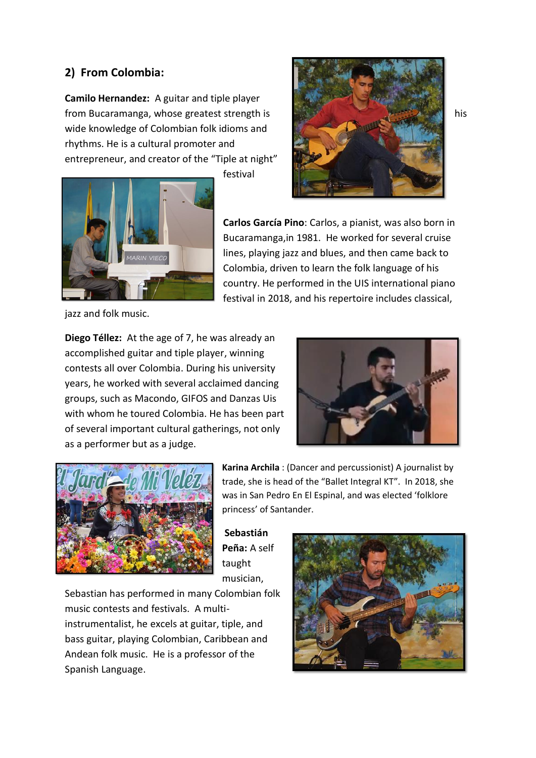## 2) From Colombia:

**Camilo Hernandez:** A guitar and tiple player from Bucaramanga, whose greatest strength is his wide knowledge of Colombian folk idioms and rhythms. He is a cultural promoter and entrepreneur, and creator of the "Tiple at night" festival

**Carlos García Pino**: Carlos, a pianist, was also born in Bucaramanga,in 1981. He worked for several cruise lines, playing jazz and blues, and then came back to Colombia, driven to learn the folk language of his country. He performed in the UIS international piano festival in 2018, and his repertoire includes classical, jazz and folk music.

**Diego Téllez:** At the age of 7, he was already an accomplished guitar and tiple player, winning contests all over Colombia. During his university years, he worked with several acclaimed dancing groups, such as Macondo, GIFOS and Danzas Uis with whom he toured Colombia. He has been part of several important cultural gatherings, not only as a performer but as a judge.

**Karina Archila** : (Dancer and percussionist) A journalist by trade, she is head of the "Ballet Integral KT". In 2018, she was in San Pedro En El Espinal, and was elected 'folklore princess' of Santander.

**Sebastián Peña:** A self taught musician, Sebastian has performed in many Colombian folk music contests and festivals. A multi-instrumentalist, he excels at guitar, tiple, and bass guitar, playing Colombian, Caribbean and Andean folk music. He is a professor of the Spanish Language.